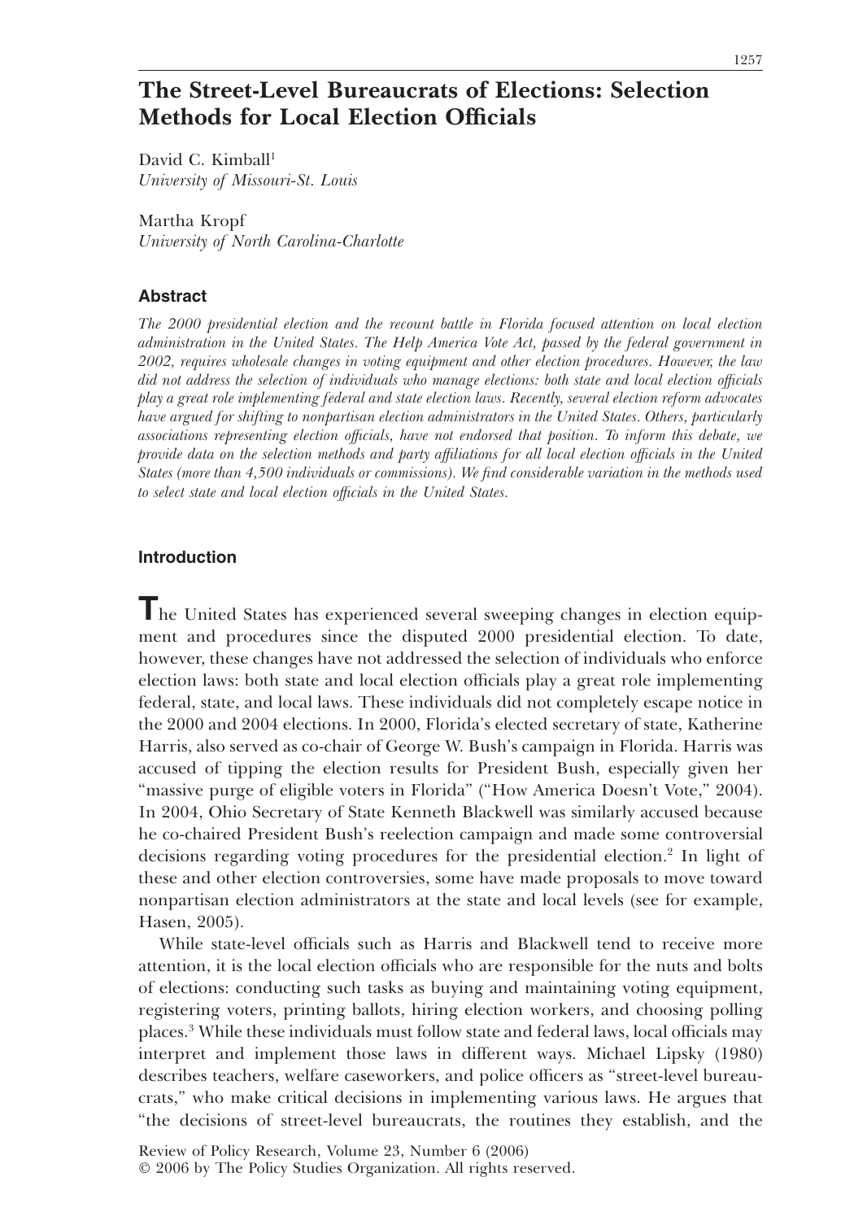# The Street-Level Bureaucrats of Elections: Selection Methods for Local Election Officials

David C. Kimball[1]
*University of Missouri-St. Louis*

Martha Kropf
*University of North Carolina-Charlotte*

### Abstract

*The 2000 presidential election and the recount battle in Florida focused attention on local election administration in the United States. The Help America Vote Act, passed by the federal government in 2002, requires wholesale changes in voting equipment and other election procedures. However, the law did not address the selection of individuals who manage elections: both state and local election officials play a great role implementing federal and state election laws. Recently, several election reform advocates have argued for shifting to nonpartisan election administrators in the United States. Others, particularly associations representing election officials, have not endorsed that position. To inform this debate, we provide data on the selection methods and party affiliations for all local election officials in the United States (more than 4,500 individuals or commissions). We find considerable variation in the methods used to select state and local election officials in the United States.*

### Introduction

The United States has experienced several sweeping changes in election equipment and procedures since the disputed 2000 presidential election. To date, however, these changes have not addressed the selection of individuals who enforce election laws: both state and local election officials play a great role implementing federal, state, and local laws. These individuals did not completely escape notice in the 2000 and 2004 elections. In 2000, Florida's elected secretary of state, Katherine Harris, also served as co-chair of George W. Bush's campaign in Florida. Harris was accused of tipping the election results for President Bush, especially given her "massive purge of eligible voters in Florida" ("How America Doesn't Vote," 2004). In 2004, Ohio Secretary of State Kenneth Blackwell was similarly accused because he co-chaired President Bush's reelection campaign and made some controversial decisions regarding voting procedures for the presidential election.[2] In light of these and other election controversies, some have made proposals to move toward nonpartisan election administrators at the state and local levels (see for example, Hasen, 2005).

While state-level officials such as Harris and Blackwell tend to receive more attention, it is the local election officials who are responsible for the nuts and bolts of elections: conducting such tasks as buying and maintaining voting equipment, registering voters, printing ballots, hiring election workers, and choosing polling places.[3] While these individuals must follow state and federal laws, local officials may interpret and implement those laws in different ways. Michael Lipsky (1980) describes teachers, welfare caseworkers, and police officers as "street-level bureaucrats," who make critical decisions in implementing various laws. He argues that "the decisions of street-level bureaucrats, the routines they establish, and the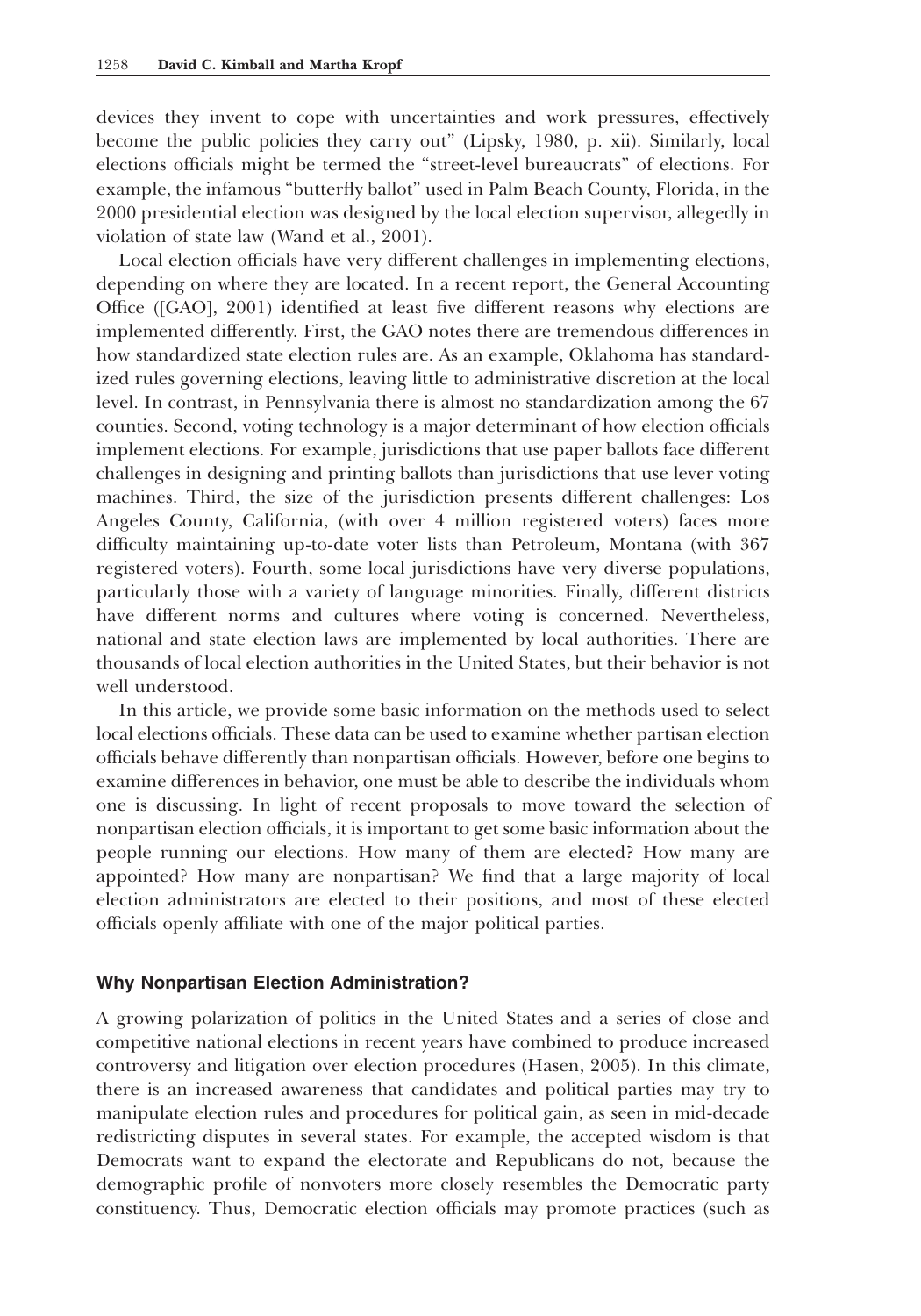devices they invent to cope with uncertainties and work pressures, effectively become the public policies they carry out" (Lipsky, 1980, p. xii). Similarly, local elections officials might be termed the "street-level bureaucrats" of elections. For example, the infamous "butterfly ballot" used in Palm Beach County, Florida, in the 2000 presidential election was designed by the local election supervisor, allegedly in violation of state law (Wand et al., 2001).

Local election officials have very different challenges in implementing elections, depending on where they are located. In a recent report, the General Accounting Office ([GAO], 2001) identified at least five different reasons why elections are implemented differently. First, the GAO notes there are tremendous differences in how standardized state election rules are. As an example, Oklahoma has standardized rules governing elections, leaving little to administrative discretion at the local level. In contrast, in Pennsylvania there is almost no standardization among the 67 counties. Second, voting technology is a major determinant of how election officials implement elections. For example, jurisdictions that use paper ballots face different challenges in designing and printing ballots than jurisdictions that use lever voting machines. Third, the size of the jurisdiction presents different challenges: Los Angeles County, California, (with over 4 million registered voters) faces more difficulty maintaining up-to-date voter lists than Petroleum, Montana (with 367 registered voters). Fourth, some local jurisdictions have very diverse populations, particularly those with a variety of language minorities. Finally, different districts have different norms and cultures where voting is concerned. Nevertheless, national and state election laws are implemented by local authorities. There are thousands of local election authorities in the United States, but their behavior is not well understood.

In this article, we provide some basic information on the methods used to select local elections officials. These data can be used to examine whether partisan election officials behave differently than nonpartisan officials. However, before one begins to examine differences in behavior, one must be able to describe the individuals whom one is discussing. In light of recent proposals to move toward the selection of nonpartisan election officials, it is important to get some basic information about the people running our elections. How many of them are elected? How many are appointed? How many are nonpartisan? We find that a large majority of local election administrators are elected to their positions, and most of these elected officials openly affiliate with one of the major political parties.

## Why Nonpartisan Election Administration?

A growing polarization of politics in the United States and a series of close and competitive national elections in recent years have combined to produce increased controversy and litigation over election procedures (Hasen, 2005). In this climate, there is an increased awareness that candidates and political parties may try to manipulate election rules and procedures for political gain, as seen in mid-decade redistricting disputes in several states. For example, the accepted wisdom is that Democrats want to expand the electorate and Republicans do not, because the demographic profile of nonvoters more closely resembles the Democratic party constituency. Thus, Democratic election officials may promote practices (such as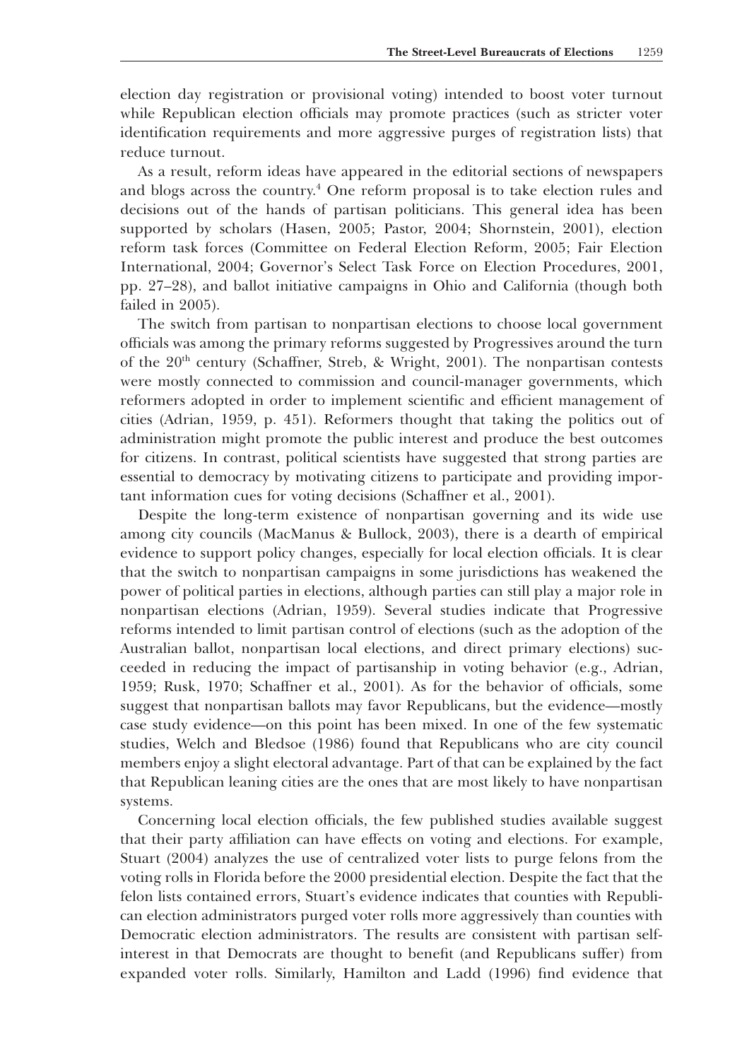election day registration or provisional voting) intended to boost voter turnout while Republican election officials may promote practices (such as stricter voter identification requirements and more aggressive purges of registration lists) that reduce turnout.

As a result, reform ideas have appeared in the editorial sections of newspapers and blogs across the country.[4] One reform proposal is to take election rules and decisions out of the hands of partisan politicians. This general idea has been supported by scholars (Hasen, 2005; Pastor, 2004; Shornstein, 2001), election reform task forces (Committee on Federal Election Reform, 2005; Fair Election International, 2004; Governor's Select Task Force on Election Procedures, 2001, pp. 27–28), and ballot initiative campaigns in Ohio and California (though both failed in 2005).

The switch from partisan to nonpartisan elections to choose local government officials was among the primary reforms suggested by Progressives around the turn of the 20th century (Schaffner, Streb, & Wright, 2001). The nonpartisan contests were mostly connected to commission and council-manager governments, which reformers adopted in order to implement scientific and efficient management of cities (Adrian, 1959, p. 451). Reformers thought that taking the politics out of administration might promote the public interest and produce the best outcomes for citizens. In contrast, political scientists have suggested that strong parties are essential to democracy by motivating citizens to participate and providing important information cues for voting decisions (Schaffner et al., 2001).

Despite the long-term existence of nonpartisan governing and its wide use among city councils (MacManus & Bullock, 2003), there is a dearth of empirical evidence to support policy changes, especially for local election officials. It is clear that the switch to nonpartisan campaigns in some jurisdictions has weakened the power of political parties in elections, although parties can still play a major role in nonpartisan elections (Adrian, 1959). Several studies indicate that Progressive reforms intended to limit partisan control of elections (such as the adoption of the Australian ballot, nonpartisan local elections, and direct primary elections) succeeded in reducing the impact of partisanship in voting behavior (e.g., Adrian, 1959; Rusk, 1970; Schaffner et al., 2001). As for the behavior of officials, some suggest that nonpartisan ballots may favor Republicans, but the evidence—mostly case study evidence—on this point has been mixed. In one of the few systematic studies, Welch and Bledsoe (1986) found that Republicans who are city council members enjoy a slight electoral advantage. Part of that can be explained by the fact that Republican leaning cities are the ones that are most likely to have nonpartisan systems.

Concerning local election officials, the few published studies available suggest that their party affiliation can have effects on voting and elections. For example, Stuart (2004) analyzes the use of centralized voter lists to purge felons from the voting rolls in Florida before the 2000 presidential election. Despite the fact that the felon lists contained errors, Stuart's evidence indicates that counties with Republican election administrators purged voter rolls more aggressively than counties with Democratic election administrators. The results are consistent with partisan self-interest in that Democrats are thought to benefit (and Republicans suffer) from expanded voter rolls. Similarly, Hamilton and Ladd (1996) find evidence that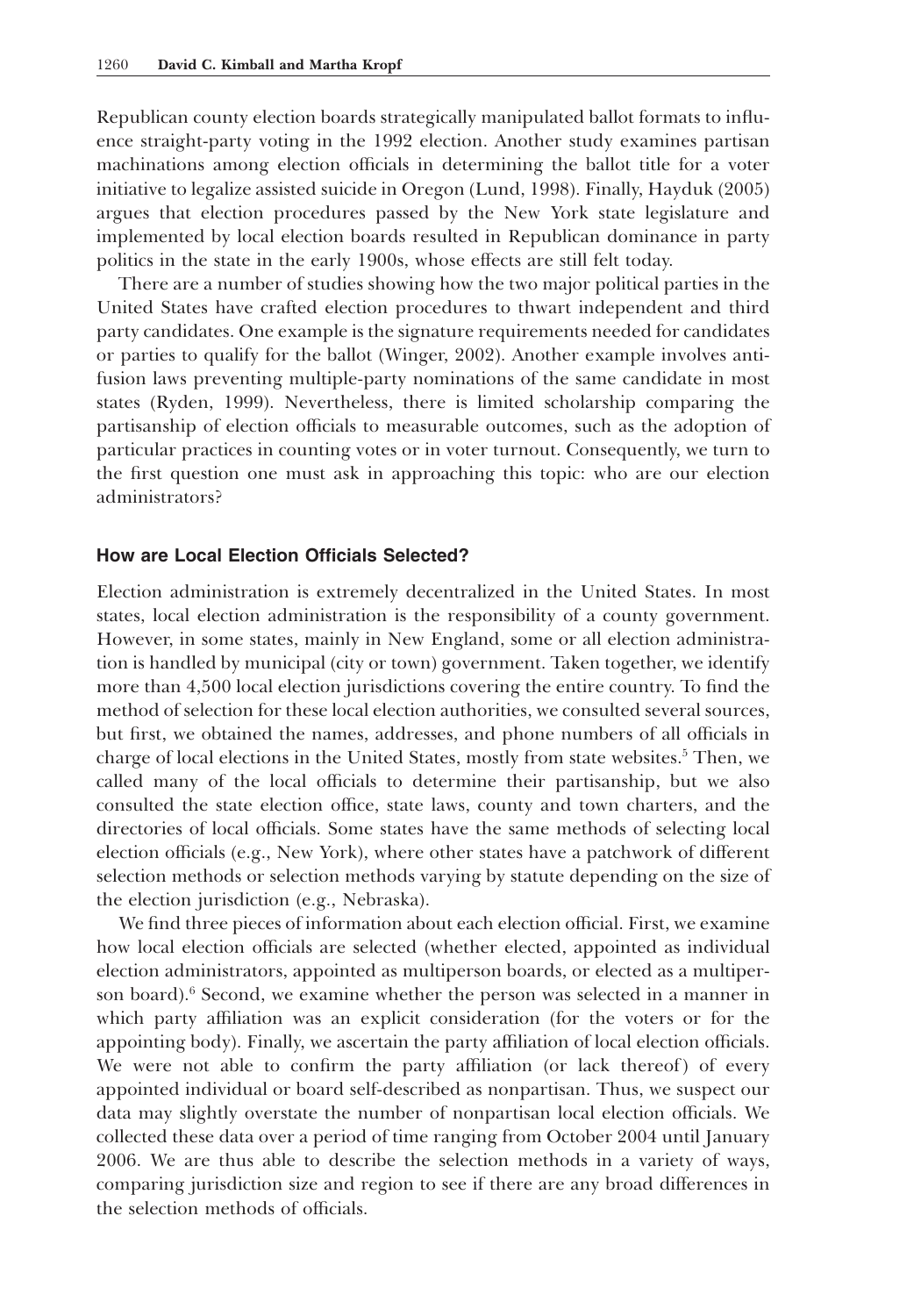Republican county election boards strategically manipulated ballot formats to influence straight-party voting in the 1992 election. Another study examines partisan machinations among election officials in determining the ballot title for a voter initiative to legalize assisted suicide in Oregon (Lund, 1998). Finally, Hayduk (2005) argues that election procedures passed by the New York state legislature and implemented by local election boards resulted in Republican dominance in party politics in the state in the early 1900s, whose effects are still felt today.

There are a number of studies showing how the two major political parties in the United States have crafted election procedures to thwart independent and third party candidates. One example is the signature requirements needed for candidates or parties to qualify for the ballot (Winger, 2002). Another example involves anti-fusion laws preventing multiple-party nominations of the same candidate in most states (Ryden, 1999). Nevertheless, there is limited scholarship comparing the partisanship of election officials to measurable outcomes, such as the adoption of particular practices in counting votes or in voter turnout. Consequently, we turn to the first question one must ask in approaching this topic: who are our election administrators?

### How are Local Election Officials Selected?

Election administration is extremely decentralized in the United States. In most states, local election administration is the responsibility of a county government. However, in some states, mainly in New England, some or all election administration is handled by municipal (city or town) government. Taken together, we identify more than 4,500 local election jurisdictions covering the entire country. To find the method of selection for these local election authorities, we consulted several sources, but first, we obtained the names, addresses, and phone numbers of all officials in charge of local elections in the United States, mostly from state websites.[5] Then, we called many of the local officials to determine their partisanship, but we also consulted the state election office, state laws, county and town charters, and the directories of local officials. Some states have the same methods of selecting local election officials (e.g., New York), where other states have a patchwork of different selection methods or selection methods varying by statute depending on the size of the election jurisdiction (e.g., Nebraska).

We find three pieces of information about each election official. First, we examine how local election officials are selected (whether elected, appointed as individual election administrators, appointed as multiperson boards, or elected as a multiperson board).[6] Second, we examine whether the person was selected in a manner in which party affiliation was an explicit consideration (for the voters or for the appointing body). Finally, we ascertain the party affiliation of local election officials. We were not able to confirm the party affiliation (or lack thereof) of every appointed individual or board self-described as nonpartisan. Thus, we suspect our data may slightly overstate the number of nonpartisan local election officials. We collected these data over a period of time ranging from October 2004 until January 2006. We are thus able to describe the selection methods in a variety of ways, comparing jurisdiction size and region to see if there are any broad differences in the selection methods of officials.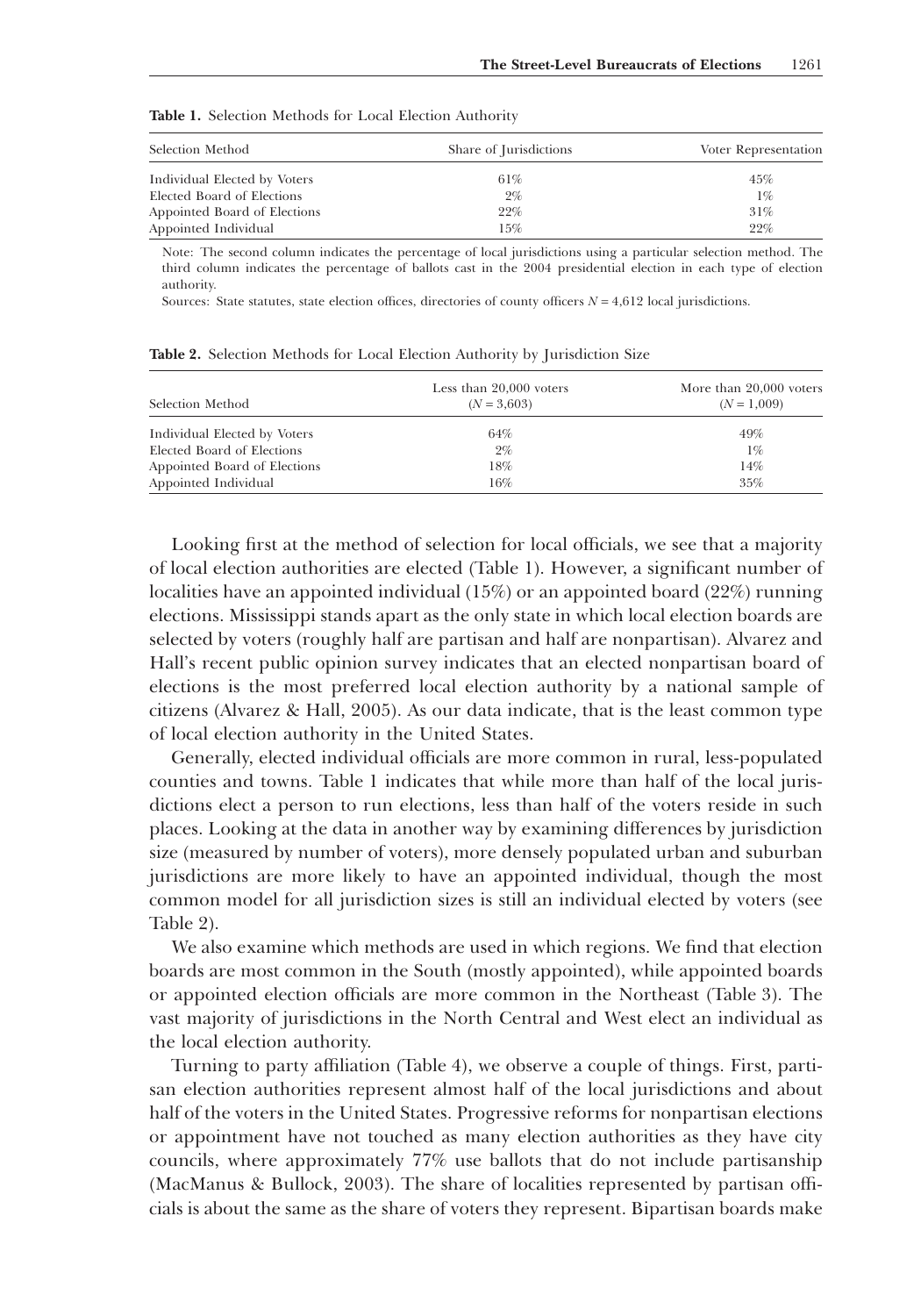**Table 1.** Selection Methods for Local Election Authority

| Selection Method | Share of Jurisdictions | Voter Representation |
|---|---|---|
| Individual Elected by Voters | 61% | 45% |
| Elected Board of Elections | 2% | 1% |
| Appointed Board of Elections | 22% | 31% |
| Appointed Individual | 15% | 22% |

Note: The second column indicates the percentage of local jurisdictions using a particular selection method. The third column indicates the percentage of ballots cast in the 2004 presidential election in each type of election authority.

Sources: State statutes, state election offices, directories of county officers $N = 4{,}612$ local jurisdictions.

**Table 2.** Selection Methods for Local Election Authority by Jurisdiction Size

| Selection Method | Less than 20,000 voters ($N = 3{,}603$) | More than 20,000 voters ($N = 1{,}009$) |
|---|---|---|
| Individual Elected by Voters | 64% | 49% |
| Elected Board of Elections | 2% | 1% |
| Appointed Board of Elections | 18% | 14% |
| Appointed Individual | 16% | 35% |

Looking first at the method of selection for local officials, we see that a majority of local election authorities are elected (Table 1). However, a significant number of localities have an appointed individual (15%) or an appointed board (22%) running elections. Mississippi stands apart as the only state in which local election boards are selected by voters (roughly half are partisan and half are nonpartisan). Alvarez and Hall's recent public opinion survey indicates that an elected nonpartisan board of elections is the most preferred local election authority by a national sample of citizens (Alvarez & Hall, 2005). As our data indicate, that is the least common type of local election authority in the United States.

Generally, elected individual officials are more common in rural, less-populated counties and towns. Table 1 indicates that while more than half of the local jurisdictions elect a person to run elections, less than half of the voters reside in such places. Looking at the data in another way by examining differences by jurisdiction size (measured by number of voters), more densely populated urban and suburban jurisdictions are more likely to have an appointed individual, though the most common model for all jurisdiction sizes is still an individual elected by voters (see Table 2).

We also examine which methods are used in which regions. We find that election boards are most common in the South (mostly appointed), while appointed boards or appointed election officials are more common in the Northeast (Table 3). The vast majority of jurisdictions in the North Central and West elect an individual as the local election authority.

Turning to party affiliation (Table 4), we observe a couple of things. First, partisan election authorities represent almost half of the local jurisdictions and about half of the voters in the United States. Progressive reforms for nonpartisan elections or appointment have not touched as many election authorities as they have city councils, where approximately 77% use ballots that do not include partisanship (MacManus & Bullock, 2003). The share of localities represented by partisan officials is about the same as the share of voters they represent. Bipartisan boards make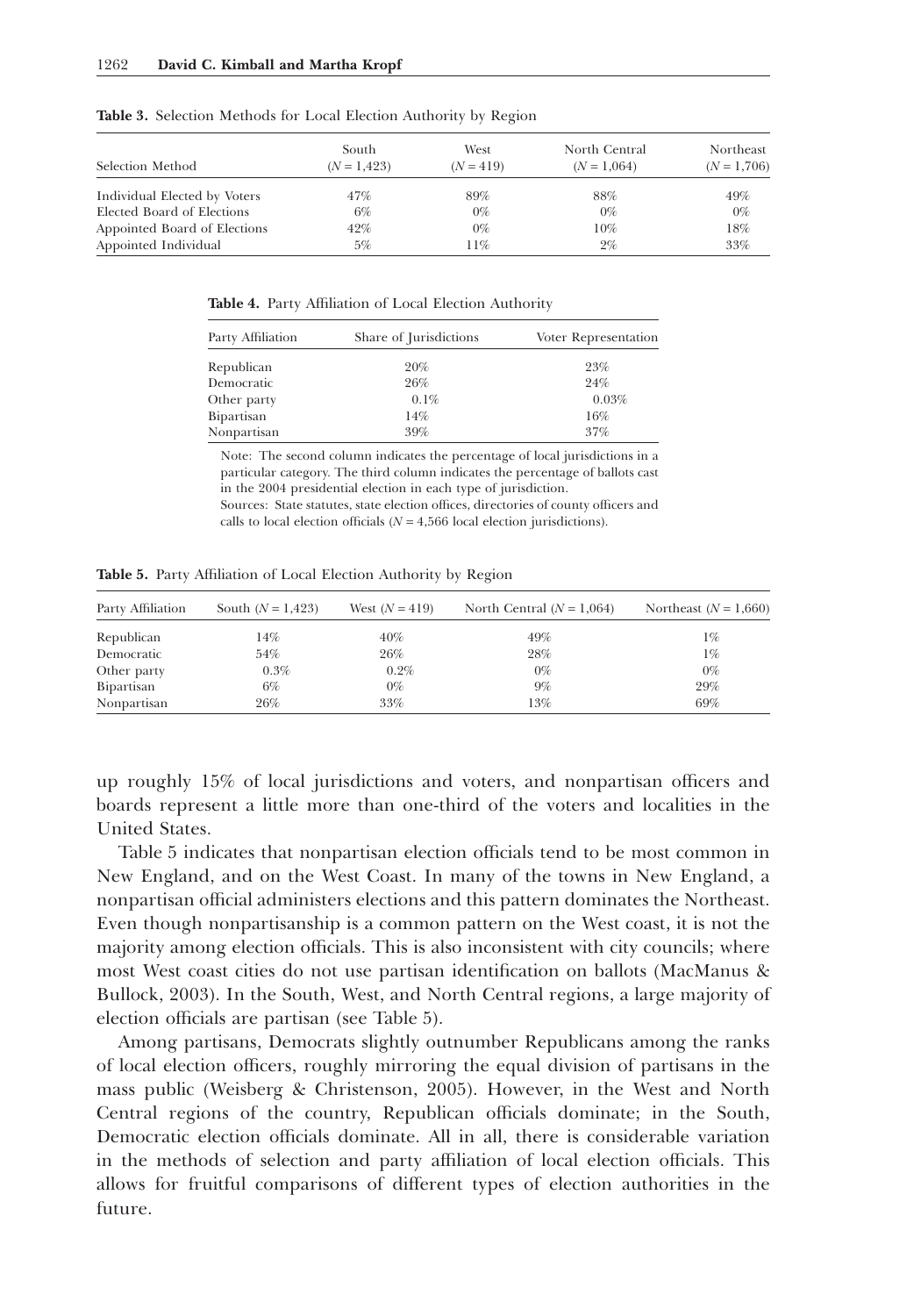**Table 3.** Selection Methods for Local Election Authority by Region

| Selection Method | South ($N = 1{,}423$) | West ($N = 419$) | North Central ($N = 1{,}064$) | Northeast ($N = 1{,}706$) |
|---|---|---|---|---|
| Individual Elected by Voters | 47% | 89% | 88% | 49% |
| Elected Board of Elections | 6% | 0% | 0% | 0% |
| Appointed Board of Elections | 42% | 0% | 10% | 18% |
| Appointed Individual | 5% | 11% | 2% | 33% |

**Table 4.** Party Affiliation of Local Election Authority

| Party Affiliation | Share of Jurisdictions | Voter Representation |
|---|---|---|
| Republican | 20% | 23% |
| Democratic | 26% | 24% |
| Other party | 0.1% | 0.03% |
| Bipartisan | 14% | 16% |
| Nonpartisan | 39% | 37% |

Note: The second column indicates the percentage of local jurisdictions in a particular category. The third column indicates the percentage of ballots cast in the 2004 presidential election in each type of jurisdiction.
Sources: State statutes, state election offices, directories of county officers and calls to local election officials ($N = 4{,}566$ local election jurisdictions).

**Table 5.** Party Affiliation of Local Election Authority by Region

| Party Affiliation | South ($N = 1{,}423$) | West ($N = 419$) | North Central ($N = 1{,}064$) | Northeast ($N = 1{,}660$) |
|---|---|---|---|---|
| Republican | 14% | 40% | 49% | 1% |
| Democratic | 54% | 26% | 28% | 1% |
| Other party | 0.3% | 0.2% | 0% | 0% |
| Bipartisan | 6% | 0% | 9% | 29% |
| Nonpartisan | 26% | 33% | 13% | 69% |

up roughly 15% of local jurisdictions and voters, and nonpartisan officers and boards represent a little more than one-third of the voters and localities in the United States.

Table 5 indicates that nonpartisan election officials tend to be most common in New England, and on the West Coast. In many of the towns in New England, a nonpartisan official administers elections and this pattern dominates the Northeast. Even though nonpartisanship is a common pattern on the West coast, it is not the majority among election officials. This is also inconsistent with city councils; where most West coast cities do not use partisan identification on ballots (MacManus & Bullock, 2003). In the South, West, and North Central regions, a large majority of election officials are partisan (see Table 5).

Among partisans, Democrats slightly outnumber Republicans among the ranks of local election officers, roughly mirroring the equal division of partisans in the mass public (Weisberg & Christenson, 2005). However, in the West and North Central regions of the country, Republican officials dominate; in the South, Democratic election officials dominate. All in all, there is considerable variation in the methods of selection and party affiliation of local election officials. This allows for fruitful comparisons of different types of election authorities in the future.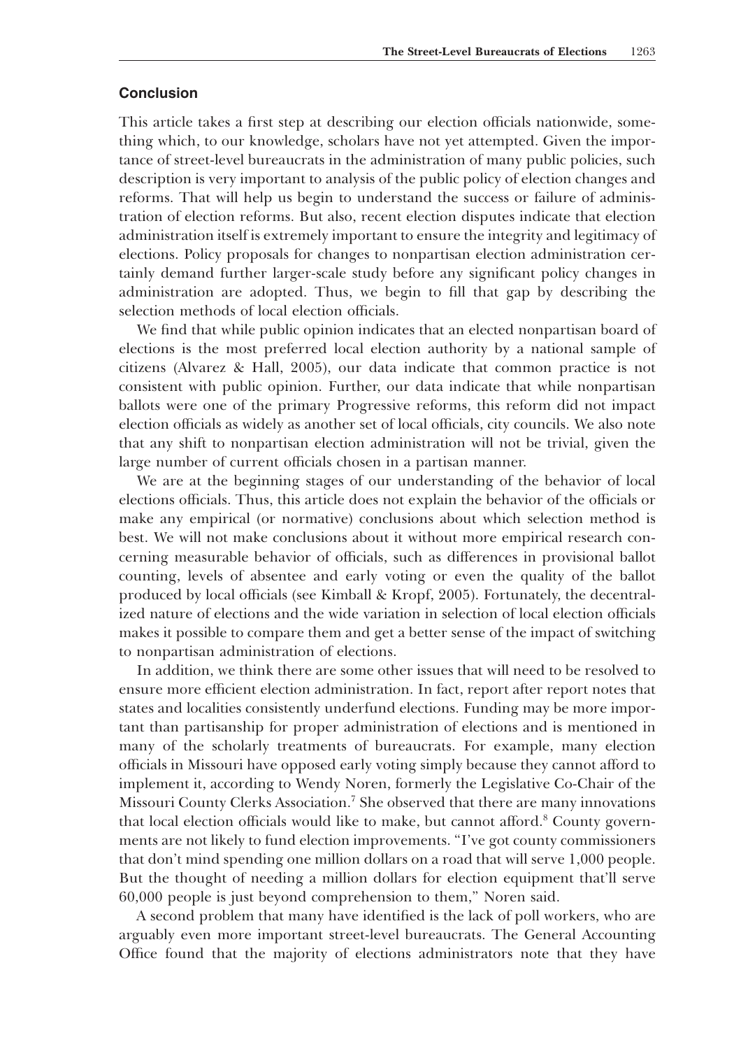## Conclusion

This article takes a first step at describing our election officials nationwide, something which, to our knowledge, scholars have not yet attempted. Given the importance of street-level bureaucrats in the administration of many public policies, such description is very important to analysis of the public policy of election changes and reforms. That will help us begin to understand the success or failure of administration of election reforms. But also, recent election disputes indicate that election administration itself is extremely important to ensure the integrity and legitimacy of elections. Policy proposals for changes to nonpartisan election administration certainly demand further larger-scale study before any significant policy changes in administration are adopted. Thus, we begin to fill that gap by describing the selection methods of local election officials.

We find that while public opinion indicates that an elected nonpartisan board of elections is the most preferred local election authority by a national sample of citizens (Alvarez & Hall, 2005), our data indicate that common practice is not consistent with public opinion. Further, our data indicate that while nonpartisan ballots were one of the primary Progressive reforms, this reform did not impact election officials as widely as another set of local officials, city councils. We also note that any shift to nonpartisan election administration will not be trivial, given the large number of current officials chosen in a partisan manner.

We are at the beginning stages of our understanding of the behavior of local elections officials. Thus, this article does not explain the behavior of the officials or make any empirical (or normative) conclusions about which selection method is best. We will not make conclusions about it without more empirical research concerning measurable behavior of officials, such as differences in provisional ballot counting, levels of absentee and early voting or even the quality of the ballot produced by local officials (see Kimball & Kropf, 2005). Fortunately, the decentralized nature of elections and the wide variation in selection of local election officials makes it possible to compare them and get a better sense of the impact of switching to nonpartisan administration of elections.

In addition, we think there are some other issues that will need to be resolved to ensure more efficient election administration. In fact, report after report notes that states and localities consistently underfund elections. Funding may be more important than partisanship for proper administration of elections and is mentioned in many of the scholarly treatments of bureaucrats. For example, many election officials in Missouri have opposed early voting simply because they cannot afford to implement it, according to Wendy Noren, formerly the Legislative Co-Chair of the Missouri County Clerks Association.[7] She observed that there are many innovations that local election officials would like to make, but cannot afford.[8] County governments are not likely to fund election improvements. "I've got county commissioners that don't mind spending one million dollars on a road that will serve 1,000 people. But the thought of needing a million dollars for election equipment that'll serve 60,000 people is just beyond comprehension to them," Noren said.

A second problem that many have identified is the lack of poll workers, who are arguably even more important street-level bureaucrats. The General Accounting Office found that the majority of elections administrators note that they have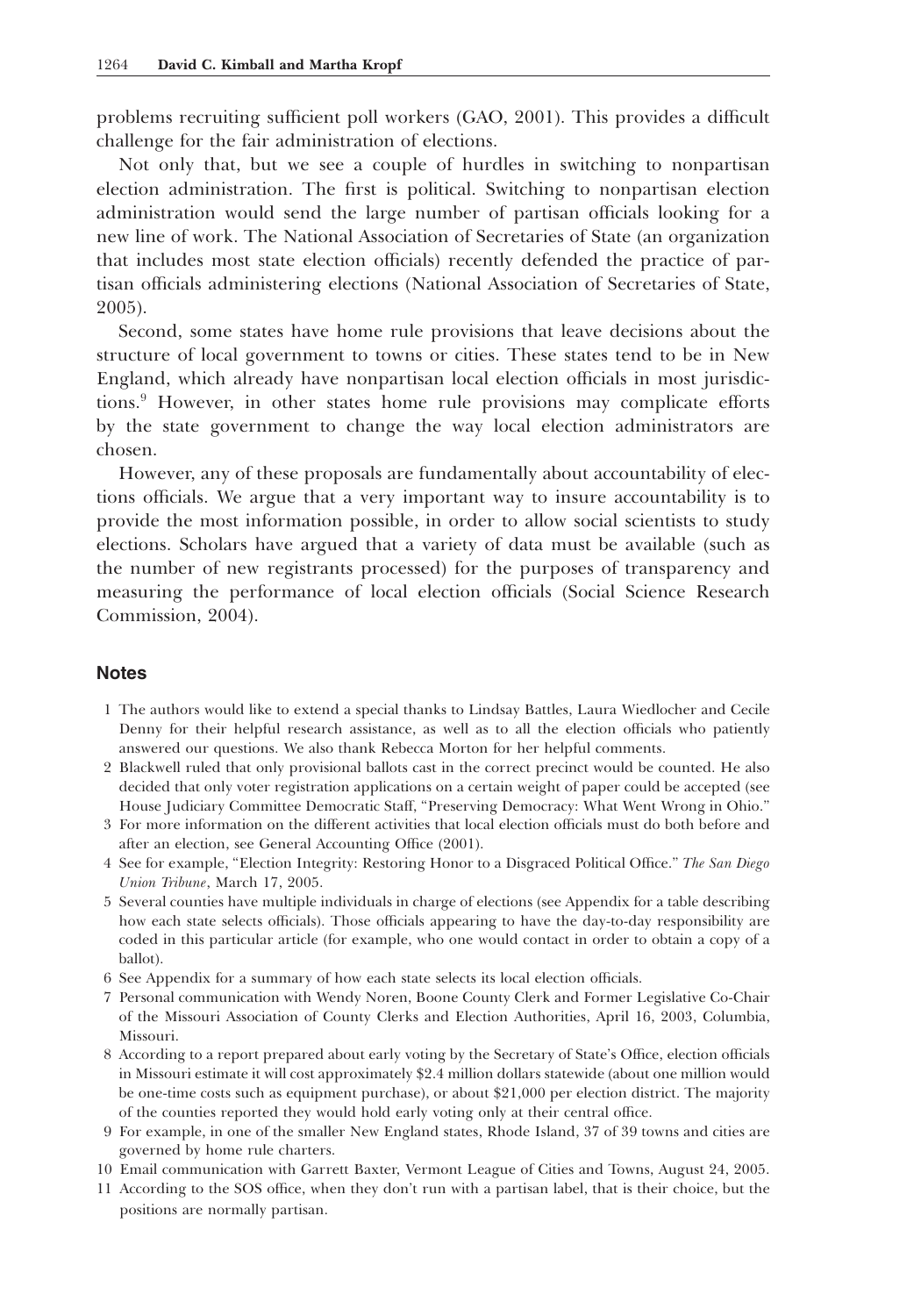problems recruiting sufficient poll workers (GAO, 2001). This provides a difficult challenge for the fair administration of elections.

Not only that, but we see a couple of hurdles in switching to nonpartisan election administration. The first is political. Switching to nonpartisan election administration would send the large number of partisan officials looking for a new line of work. The National Association of Secretaries of State (an organization that includes most state election officials) recently defended the practice of partisan officials administering elections (National Association of Secretaries of State, 2005).

Second, some states have home rule provisions that leave decisions about the structure of local government to towns or cities. These states tend to be in New England, which already have nonpartisan local election officials in most jurisdictions.[9] However, in other states home rule provisions may complicate efforts by the state government to change the way local election administrators are chosen.

However, any of these proposals are fundamentally about accountability of elections officials. We argue that a very important way to insure accountability is to provide the most information possible, in order to allow social scientists to study elections. Scholars have argued that a variety of data must be available (such as the number of new registrants processed) for the purposes of transparency and measuring the performance of local election officials (Social Science Research Commission, 2004).

## Notes

1 The authors would like to extend a special thanks to Lindsay Battles, Laura Wiedlocher and Cecile Denny for their helpful research assistance, as well as to all the election officials who patiently answered our questions. We also thank Rebecca Morton for her helpful comments.

2 Blackwell ruled that only provisional ballots cast in the correct precinct would be counted. He also decided that only voter registration applications on a certain weight of paper could be accepted (see House Judiciary Committee Democratic Staff, "Preserving Democracy: What Went Wrong in Ohio."

3 For more information on the different activities that local election officials must do both before and after an election, see General Accounting Office (2001).

4 See for example, "Election Integrity: Restoring Honor to a Disgraced Political Office." *The San Diego Union Tribune*, March 17, 2005.

5 Several counties have multiple individuals in charge of elections (see Appendix for a table describing how each state selects officials). Those officials appearing to have the day-to-day responsibility are coded in this particular article (for example, who one would contact in order to obtain a copy of a ballot).

6 See Appendix for a summary of how each state selects its local election officials.

7 Personal communication with Wendy Noren, Boone County Clerk and Former Legislative Co-Chair of the Missouri Association of County Clerks and Election Authorities, April 16, 2003, Columbia, Missouri.

8 According to a report prepared about early voting by the Secretary of State's Office, election officials in Missouri estimate it will cost approximately $2.4 million dollars statewide (about one million would be one-time costs such as equipment purchase), or about $21,000 per election district. The majority of the counties reported they would hold early voting only at their central office.

9 For example, in one of the smaller New England states, Rhode Island, 37 of 39 towns and cities are governed by home rule charters.

10 Email communication with Garrett Baxter, Vermont League of Cities and Towns, August 24, 2005.

11 According to the SOS office, when they don't run with a partisan label, that is their choice, but the positions are normally partisan.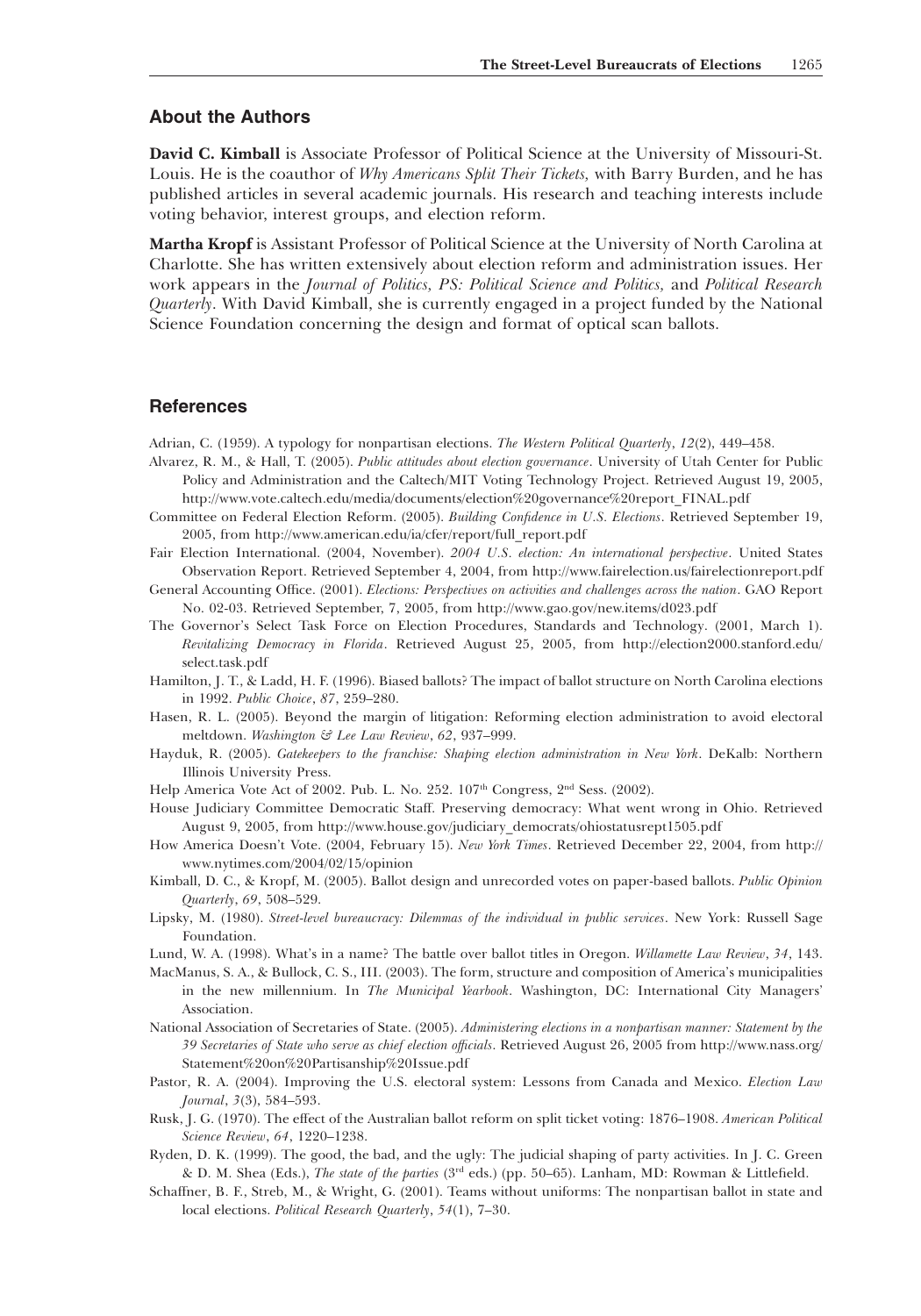## About the Authors

**David C. Kimball** is Associate Professor of Political Science at the University of Missouri-St. Louis. He is the coauthor of *Why Americans Split Their Tickets,* with Barry Burden, and he has published articles in several academic journals. His research and teaching interests include voting behavior, interest groups, and election reform.

**Martha Kropf** is Assistant Professor of Political Science at the University of North Carolina at Charlotte. She has written extensively about election reform and administration issues. Her work appears in the *Journal of Politics, PS: Political Science and Politics,* and *Political Research Quarterly*. With David Kimball, she is currently engaged in a project funded by the National Science Foundation concerning the design and format of optical scan ballots.

## References

Adrian, C. (1959). A typology for nonpartisan elections. *The Western Political Quarterly*, *12*(2), 449–458.

Alvarez, R. M., & Hall, T. (2005). *Public attitudes about election governance*. University of Utah Center for Public Policy and Administration and the Caltech/MIT Voting Technology Project. Retrieved August 19, 2005, http://www.vote.caltech.edu/media/documents/election%20governance%20report_FINAL.pdf

Committee on Federal Election Reform. (2005). *Building Confidence in U.S. Elections*. Retrieved September 19, 2005, from http://www.american.edu/ia/cfer/report/full_report.pdf

Fair Election International. (2004, November). *2004 U.S. election: An international perspective*. United States Observation Report. Retrieved September 4, 2004, from http://www.fairelection.us/fairelectionreport.pdf

General Accounting Office. (2001). *Elections: Perspectives on activities and challenges across the nation*. GAO Report No. 02-03. Retrieved September, 7, 2005, from http://www.gao.gov/new.items/d023.pdf

The Governor's Select Task Force on Election Procedures, Standards and Technology. (2001, March 1). *Revitalizing Democracy in Florida*. Retrieved August 25, 2005, from http://election2000.stanford.edu/select.task.pdf

Hamilton, J. T., & Ladd, H. F. (1996). Biased ballots? The impact of ballot structure on North Carolina elections in 1992. *Public Choice*, *87*, 259–280.

Hasen, R. L. (2005). Beyond the margin of litigation: Reforming election administration to avoid electoral meltdown. *Washington & Lee Law Review*, *62*, 937–999.

Hayduk, R. (2005). *Gatekeepers to the franchise: Shaping election administration in New York*. DeKalb: Northern Illinois University Press.

Help America Vote Act of 2002. Pub. L. No. 252. 107th Congress, 2nd Sess. (2002).

House Judiciary Committee Democratic Staff. Preserving democracy: What went wrong in Ohio. Retrieved August 9, 2005, from http://www.house.gov/judiciary_democrats/ohiostatusrept1505.pdf

How America Doesn't Vote. (2004, February 15). *New York Times*. Retrieved December 22, 2004, from http://www.nytimes.com/2004/02/15/opinion

Kimball, D. C., & Kropf, M. (2005). Ballot design and unrecorded votes on paper-based ballots. *Public Opinion Quarterly*, *69*, 508–529.

Lipsky, M. (1980). *Street-level bureaucracy: Dilemmas of the individual in public services*. New York: Russell Sage Foundation.

Lund, W. A. (1998). What's in a name? The battle over ballot titles in Oregon. *Willamette Law Review*, *34*, 143.

MacManus, S. A., & Bullock, C. S., III. (2003). The form, structure and composition of America's municipalities in the new millennium. In *The Municipal Yearbook*. Washington, DC: International City Managers' Association.

National Association of Secretaries of State. (2005). *Administering elections in a nonpartisan manner: Statement by the 39 Secretaries of State who serve as chief election officials*. Retrieved August 26, 2005 from http://www.nass.org/Statement%20on%20Partisanship%20Issue.pdf

Pastor, R. A. (2004). Improving the U.S. electoral system: Lessons from Canada and Mexico. *Election Law Journal*, *3*(3), 584–593.

Rusk, J. G. (1970). The effect of the Australian ballot reform on split ticket voting: 1876–1908. *American Political Science Review*, *64*, 1220–1238.

Ryden, D. K. (1999). The good, the bad, and the ugly: The judicial shaping of party activities. In J. C. Green & D. M. Shea (Eds.), *The state of the parties* (3rd eds.) (pp. 50–65). Lanham, MD: Rowman & Littlefield.

Schaffner, B. F., Streb, M., & Wright, G. (2001). Teams without uniforms: The nonpartisan ballot in state and local elections. *Political Research Quarterly*, *54*(1), 7–30.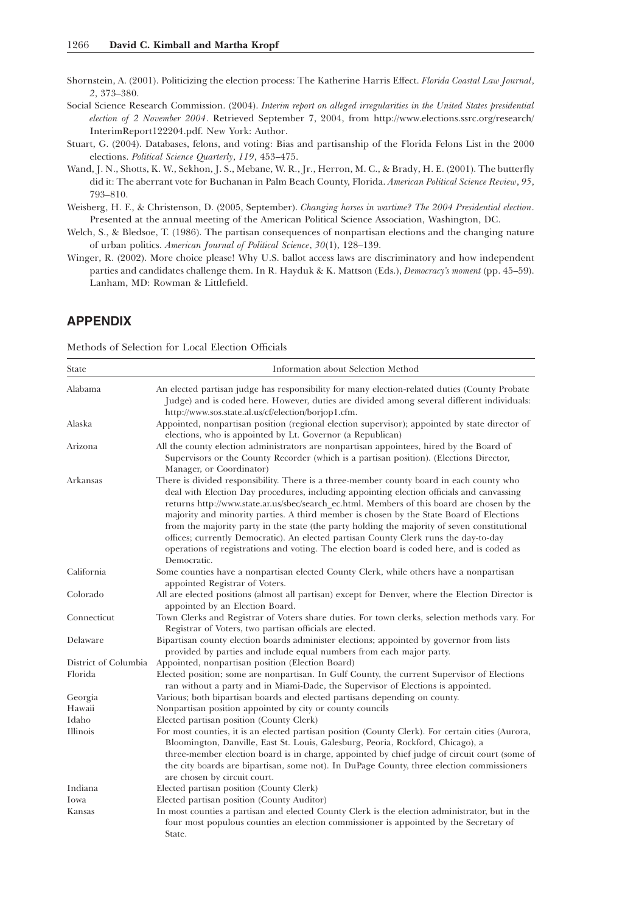Shornstein, A. (2001). Politicizing the election process: The Katherine Harris Effect. *Florida Coastal Law Journal*, *2*, 373–380.

Social Science Research Commission. (2004). *Interim report on alleged irregularities in the United States presidential election of 2 November 2004*. Retrieved September 7, 2004, from http://www.elections.ssrc.org/research/InterimReport122204.pdf. New York: Author.

Stuart, G. (2004). Databases, felons, and voting: Bias and partisanship of the Florida Felons List in the 2000 elections. *Political Science Quarterly*, *119*, 453–475.

Wand, J. N., Shotts, K. W., Sekhon, J. S., Mebane, W. R., Jr., Herron, M. C., & Brady, H. E. (2001). The butterfly did it: The aberrant vote for Buchanan in Palm Beach County, Florida. *American Political Science Review*, *95*, 793–810.

Weisberg, H. F., & Christenson, D. (2005, September). *Changing horses in wartime? The 2004 Presidential election*. Presented at the annual meeting of the American Political Science Association, Washington, DC.

Welch, S., & Bledsoe, T. (1986). The partisan consequences of nonpartisan elections and the changing nature of urban politics. *American Journal of Political Science*, *30*(1), 128–139.

Winger, R. (2002). More choice please! Why U.S. ballot access laws are discriminatory and how independent parties and candidates challenge them. In R. Hayduk & K. Mattson (Eds.), *Democracy's moment* (pp. 45–59). Lanham, MD: Rowman & Littlefield.

## APPENDIX

Methods of Selection for Local Election Officials

| State | Information about Selection Method |
|---|---|
| Alabama | An elected partisan judge has responsibility for many election-related duties (County Probate Judge) and is coded here. However, duties are divided among several different individuals: http://www.sos.state.al.us/cf/election/borjop1.cfm. |
| Alaska | Appointed, nonpartisan position (regional election supervisor); appointed by state director of elections, who is appointed by Lt. Governor (a Republican) |
| Arizona | All the county election administrators are nonpartisan appointees, hired by the Board of Supervisors or the County Recorder (which is a partisan position). (Elections Director, Manager, or Coordinator) |
| Arkansas | There is divided responsibility. There is a three-member county board in each county who deal with Election Day procedures, including appointing election officials and canvassing returns http://www.state.ar.us/sbec/search_ec.html. Members of this board are chosen by the majority and minority parties. A third member is chosen by the State Board of Elections from the majority party in the state (the party holding the majority of seven constitutional offices; currently Democratic). An elected partisan County Clerk runs the day-to-day operations of registrations and voting. The election board is coded here, and is coded as Democratic. |
| California | Some counties have a nonpartisan elected County Clerk, while others have a nonpartisan appointed Registrar of Voters. |
| Colorado | All are elected positions (almost all partisan) except for Denver, where the Election Director is appointed by an Election Board. |
| Connecticut | Town Clerks and Registrar of Voters share duties. For town clerks, selection methods vary. For Registrar of Voters, two partisan officials are elected. |
| Delaware | Bipartisan county election boards administer elections; appointed by governor from lists provided by parties and include equal numbers from each major party. |
| District of Columbia | Appointed, nonpartisan position (Election Board) |
| Florida | Elected position; some are nonpartisan. In Gulf County, the current Supervisor of Elections ran without a party and in Miami-Dade, the Supervisor of Elections is appointed. |
| Georgia | Various; both bipartisan boards and elected partisans depending on county. |
| Hawaii | Nonpartisan position appointed by city or county councils |
| Idaho | Elected partisan position (County Clerk) |
| Illinois | For most counties, it is an elected partisan position (County Clerk). For certain cities (Aurora, Bloomington, Danville, East St. Louis, Galesburg, Peoria, Rockford, Chicago), a three-member election board is in charge, appointed by chief judge of circuit court (some of the city boards are bipartisan, some not). In DuPage County, three election commissioners are chosen by circuit court. |
| Indiana | Elected partisan position (County Clerk) |
| Iowa | Elected partisan position (County Auditor) |
| Kansas | In most counties a partisan and elected County Clerk is the election administrator, but in the four most populous counties an election commissioner is appointed by the Secretary of State. |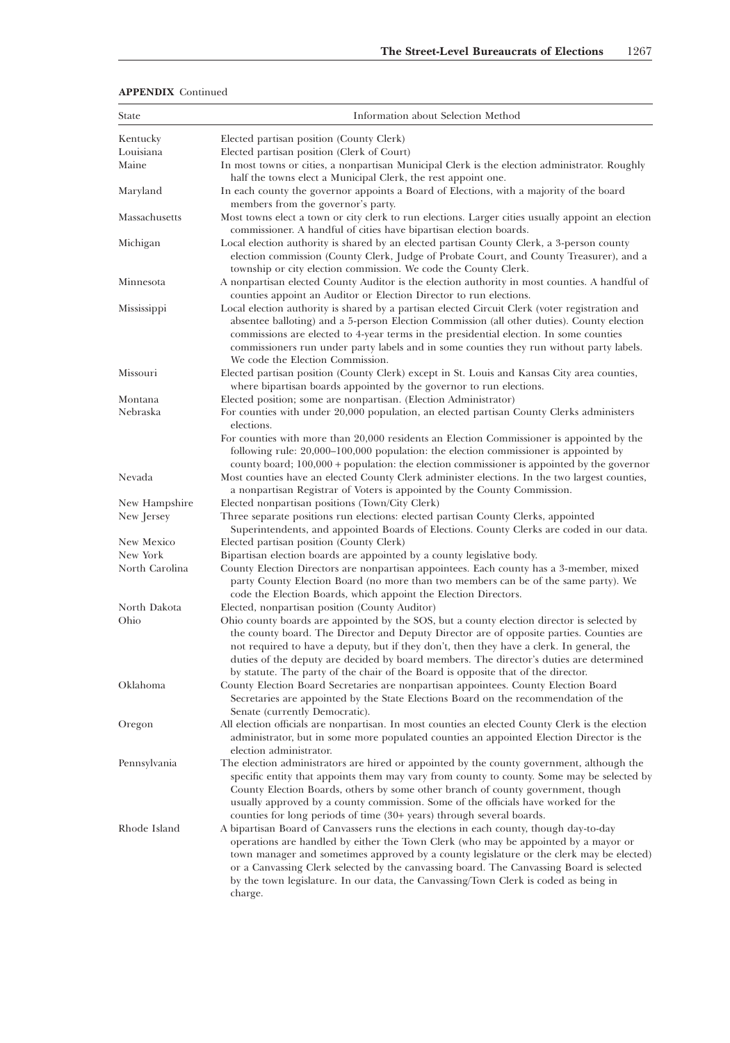**APPENDIX** Continued

| State | Information about Selection Method |
| --- | --- |
| Kentucky | Elected partisan position (County Clerk) |
| Louisiana | Elected partisan position (Clerk of Court) |
| Maine | In most towns or cities, a nonpartisan Municipal Clerk is the election administrator. Roughly half the towns elect a Municipal Clerk, the rest appoint one. |
| Maryland | In each county the governor appoints a Board of Elections, with a majority of the board members from the governor's party. |
| Massachusetts | Most towns elect a town or city clerk to run elections. Larger cities usually appoint an election commissioner. A handful of cities have bipartisan election boards. |
| Michigan | Local election authority is shared by an elected partisan County Clerk, a 3-person county election commission (County Clerk, Judge of Probate Court, and County Treasurer), and a township or city election commission. We code the County Clerk. |
| Minnesota | A nonpartisan elected County Auditor is the election authority in most counties. A handful of counties appoint an Auditor or Election Director to run elections. |
| Mississippi | Local election authority is shared by a partisan elected Circuit Clerk (voter registration and absentee balloting) and a 5-person Election Commission (all other duties). County election commissions are elected to 4-year terms in the presidential election. In some counties commissioners run under party labels and in some counties they run without party labels. We code the Election Commission. |
| Missouri | Elected partisan position (County Clerk) except in St. Louis and Kansas City area counties, where bipartisan boards appointed by the governor to run elections. |
| Montana | Elected position; some are nonpartisan. (Election Administrator) |
| Nebraska | For counties with under 20,000 population, an elected partisan County Clerks administers elections. For counties with more than 20,000 residents an Election Commissioner is appointed by the following rule: 20,000–100,000 population: the election commissioner is appointed by county board; 100,000 + population: the election commissioner is appointed by the governor |
| Nevada | Most counties have an elected County Clerk administer elections. In the two largest counties, a nonpartisan Registrar of Voters is appointed by the County Commission. |
| New Hampshire | Elected nonpartisan positions (Town/City Clerk) |
| New Jersey | Three separate positions run elections: elected partisan County Clerks, appointed Superintendents, and appointed Boards of Elections. County Clerks are coded in our data. |
| New Mexico | Elected partisan position (County Clerk) |
| New York | Bipartisan election boards are appointed by a county legislative body. |
| North Carolina | County Election Directors are nonpartisan appointees. Each county has a 3-member, mixed party County Election Board (no more than two members can be of the same party). We code the Election Boards, which appoint the Election Directors. |
| North Dakota | Elected, nonpartisan position (County Auditor) |
| Ohio | Ohio county boards are appointed by the SOS, but a county election director is selected by the county board. The Director and Deputy Director are of opposite parties. Counties are not required to have a deputy, but if they don't, then they have a clerk. In general, the duties of the deputy are decided by board members. The director's duties are determined by statute. The party of the chair of the Board is opposite that of the director. |
| Oklahoma | County Election Board Secretaries are nonpartisan appointees. County Election Board Secretaries are appointed by the State Elections Board on the recommendation of the Senate (currently Democratic). |
| Oregon | All election officials are nonpartisan. In most counties an elected County Clerk is the election administrator, but in some more populated counties an appointed Election Director is the election administrator. |
| Pennsylvania | The election administrators are hired or appointed by the county government, although the specific entity that appoints them may vary from county to county. Some may be selected by County Election Boards, others by some other branch of county government, though usually approved by a county commission. Some of the officials have worked for the counties for long periods of time (30+ years) through several boards. |
| Rhode Island | A bipartisan Board of Canvassers runs the elections in each county, though day-to-day operations are handled by either the Town Clerk (who may be appointed by a mayor or town manager and sometimes approved by a county legislature or the clerk may be elected) or a Canvassing Clerk selected by the canvassing board. The Canvassing Board is selected by the town legislature. In our data, the Canvassing/Town Clerk is coded as being in charge. |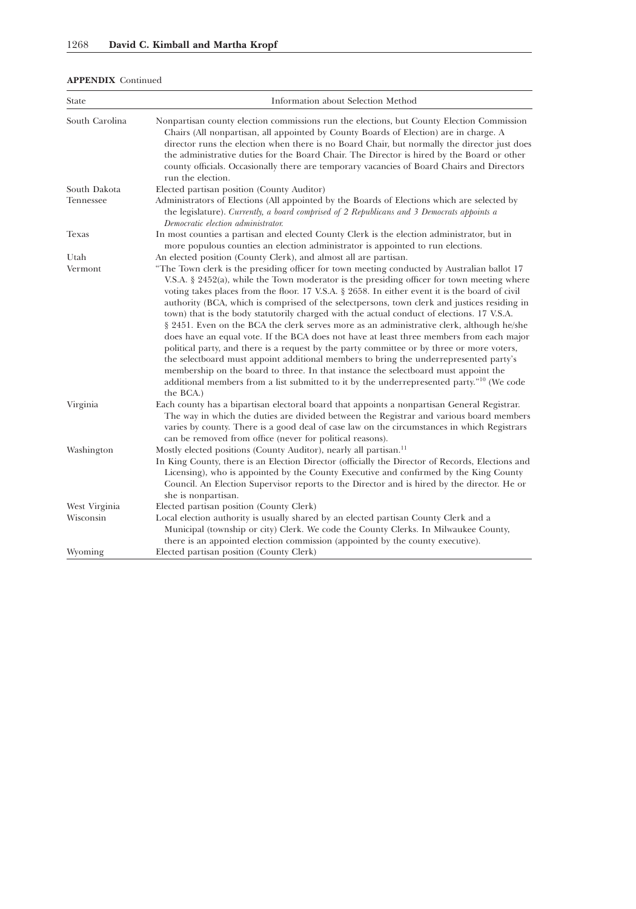**APPENDIX** Continued

| State | Information about Selection Method |
|---|---|
| South Carolina | Nonpartisan county election commissions run the elections, but County Election Commission Chairs (All nonpartisan, all appointed by County Boards of Election) are in charge. A director runs the election when there is no Board Chair, but normally the director just does the administrative duties for the Board Chair. The Director is hired by the Board or other county officials. Occasionally there are temporary vacancies of Board Chairs and Directors run the election. |
| South Dakota | Elected partisan position (County Auditor) |
| Tennessee | Administrators of Elections (All appointed by the Boards of Elections which are selected by the legislature). *Currently, a board comprised of 2 Republicans and 3 Democrats appoints a Democratic election administrator.* |
| Texas | In most counties a partisan and elected County Clerk is the election administrator, but in more populous counties an election administrator is appointed to run elections. |
| Utah | An elected position (County Clerk), and almost all are partisan. |
| Vermont | "The Town clerk is the presiding officer for town meeting conducted by Australian ballot 17 V.S.A. § 2452(a), while the Town moderator is the presiding officer for town meeting where voting takes places from the floor. 17 V.S.A. § 2658. In either event it is the board of civil authority (BCA, which is comprised of the selectpersons, town clerk and justices residing in town) that is the body statutorily charged with the actual conduct of elections. 17 V.S.A. § 2451. Even on the BCA the clerk serves more as an administrative clerk, although he/she does have an equal vote. If the BCA does not have at least three members from each major political party, and there is a request by the party committee or by three or more voters, the selectboard must appoint additional members to bring the underrepresented party's membership on the board to three. In that instance the selectboard must appoint the additional members from a list submitted to it by the underrepresented party."[10] (We code the BCA.) |
| Virginia | Each county has a bipartisan electoral board that appoints a nonpartisan General Registrar. The way in which the duties are divided between the Registrar and various board members varies by county. There is a good deal of case law on the circumstances in which Registrars can be removed from office (never for political reasons). |
| Washington | Mostly elected positions (County Auditor), nearly all partisan.[11] In King County, there is an Election Director (officially the Director of Records, Elections and Licensing), who is appointed by the County Executive and confirmed by the King County Council. An Election Supervisor reports to the Director and is hired by the director. He or she is nonpartisan. |
| West Virginia | Elected partisan position (County Clerk) |
| Wisconsin | Local election authority is usually shared by an elected partisan County Clerk and a Municipal (township or city) Clerk. We code the County Clerks. In Milwaukee County, there is an appointed election commission (appointed by the county executive). |
| Wyoming | Elected partisan position (County Clerk) |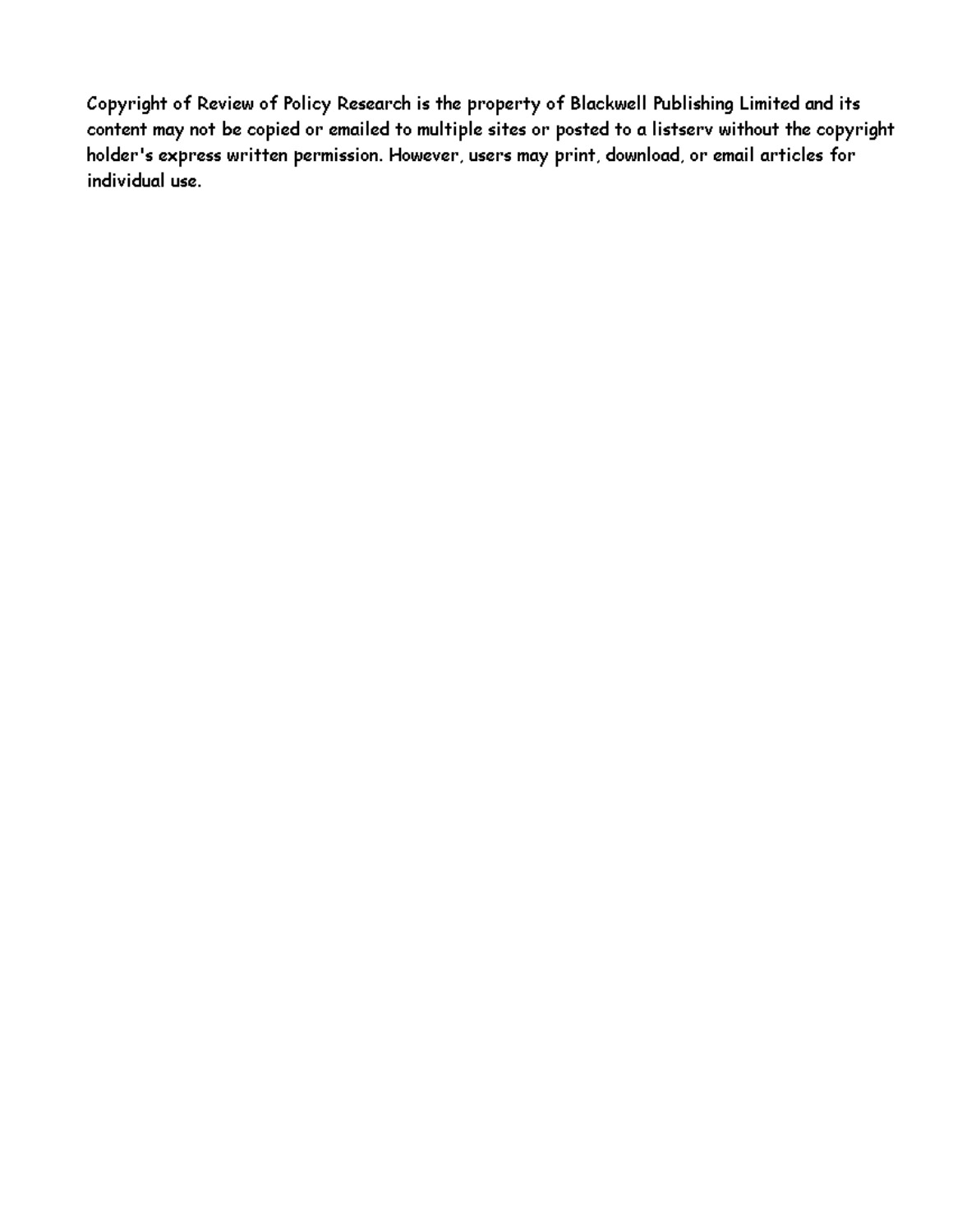Copyright of Review of Policy Research is the property of Blackwell Publishing Limited and its content may not be copied or emailed to multiple sites or posted to a listserv without the copyright holder's express written permission. However, users may print, download, or email articles for individual use.